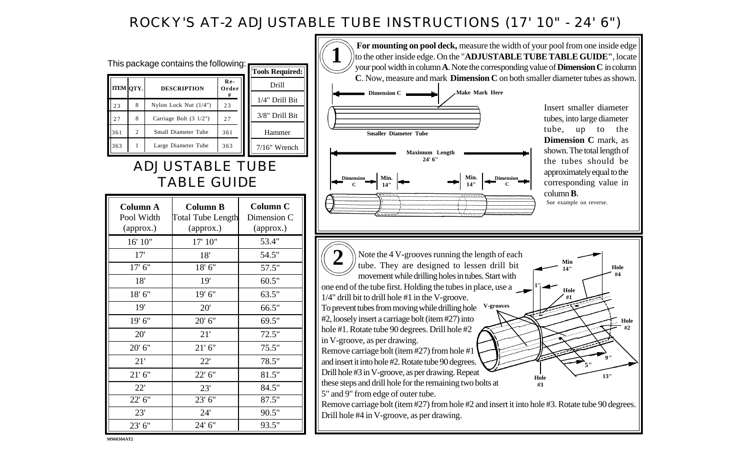# ROCKY'S AT-2 ADJUSTABLE TUBE INSTRUCTIONS (17' 10" - 24' 6")

This package contains the following:

| ITEM | QTY. | DESCRIPTION | Re-Order # |
|---|---|---|---|
| 23 | 8 | Nylon Lock Nut (1/4") | 23 |
| 27 | 8 | Carriage Bolt (3 1/2") | 27 |
| 361 | 2 | Small Diameter Tube | 361 |
| 363 | 1 | Large Diameter Tube | 363 |

| Tools Required: |
|---|
| Drill |
| 1/4" Drill Bit |
| 3/8" Drill Bit |
| Hammer |
| 7/16" Wrench |

## ADJUSTABLE TUBE TABLE GUIDE

| Column A Pool Width (approx.) | Column B Total Tube Length (approx.) | Column C Dimension C (approx.) |
|---|---|---|
| 16' 10" | 17' 10" | 53.4" |
| 17' | 18' | 54.5" |
| 17' 6" | 18' 6" | 57.5" |
| 18' | 19' | 60.5" |
| 18' 6" | 19' 6" | 63.5" |
| 19' | 20' | 66.5" |
| 19' 6" | 20' 6" | 69.5" |
| 20' | 21' | 72.5" |
| 20' 6" | 21' 6" | 75.5" |
| 21' | 22' | 78.5" |
| 21' 6" | 22' 6" | 81.5" |
| 22' | 23' | 84.5" |
| 22' 6" | 23' 6" | 87.5" |
| 23' | 24' | 90.5" |
| 23' 6" | 24' 6" | 93.5" |

M960304AT2

## 1

**For mounting on pool deck,** measure the width of your pool from one inside edge to the other inside edge. On the "**ADJUSTABLE TUBE TABLE GUIDE"**, locate your pool width in column **A**. Note the corresponding value of **Dimension C** in column **C**. Now, measure and mark **Dimension C** on both smaller diameter tubes as shown.

Dimension C — Make Mark Here

Smaller Diameter Tube

Maximum Length 24' 6"

Dimension C — Min. 14" — Min. 14" — Dimension C

Insert smaller diameter tubes, into large diameter tube, up to the **Dimension C** mark, as shown. The total length of the tubes should be approximately equal to the corresponding value in column **B**.

See example on reverse.

## 2

Note the 4 V-grooves running the length of each tube. They are designed to lessen drill bit movement while drilling holes in tubes. Start with one end of the tube first. Holding the tubes in place, use a 1/4" drill bit to drill hole #1 in the V-groove.

To prevent tubes from moving while drilling hole #2, loosely insert a carriage bolt (item #27) into hole #1. Rotate tube 90 degrees. Drill hole #2 in V-groove, as per drawing.

Remove carriage bolt (item #27) from hole #1 and insert it into hole #2. Rotate tube 90 degrees. Drill hole #3 in V-groove, as per drawing. Repeat these steps and drill hole for the remaining two bolts at 5" and 9" from edge of outer tube.

Remove carriage bolt (item #27) from hole #2 and insert it into hole #3. Rotate tube 90 degrees. Drill hole #4 in V-groove, as per drawing.

Min 14" — Hole #4 — 1" — Hole #1 — V-grooves — Hole #2 — 9" — 5" — 13" — Hole #3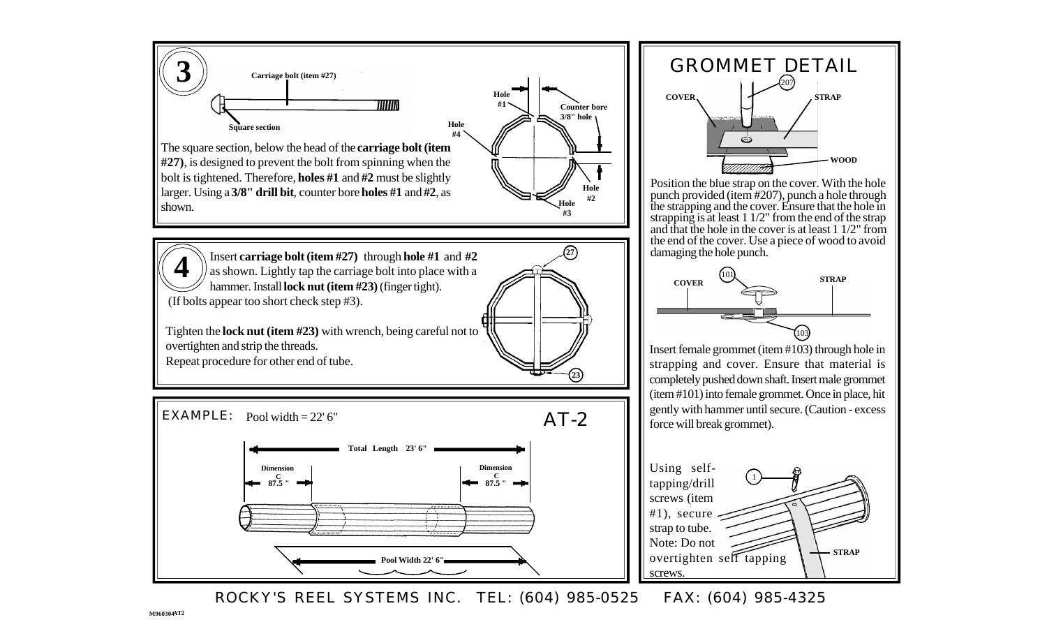## 3

Carriage bolt (item #27)

Square section

The square section, below the head of the **carriage bolt (item #27)**, is designed to prevent the bolt from spinning when the bolt is tightened. Therefore, **holes #1** and **#2** must be slightly larger. Using a **3/8" drill bit**, counter bore **holes #1** and **#2**, as shown.

Hole #1
Hole #4
Counter bore 3/8" hole
Hole #2
Hole #3

## 4

Insert **carriage bolt (item #27)** through **hole #1** and **#2** as shown. Lightly tap the carriage bolt into place with a hammer. Install **lock nut (item #23)** (finger tight).
(If bolts appear too short check step #3).

Tighten the **lock nut (item #23)** with wrench, being careful not to overtighten and strip the threads.
Repeat procedure for other end of tube.

27
23

## EXAMPLE: Pool width = 22' 6"

AT-2

Total Length 23' 6"

Dimension C 87.5 "

Dimension C 87.5 "

Pool Width 22' 6"

## GROMMET DETAIL

207
COVER
STRAP
WOOD

Position the blue strap on the cover. With the hole punch provided (item #207), punch a hole through the strapping and the cover. Ensure that the hole in strapping is at least 1 1/2" from the end of the strap and that the hole in the cover is at least 1 1/2" from the end of the cover. Use a piece of wood to avoid damaging the hole punch.

101
COVER
STRAP
103

Insert female grommet (item #103) through hole in strapping and cover. Ensure that material is completely pushed down shaft. Insert male grommet (item #101) into female grommet. Once in place, hit gently with hammer until secure. (Caution - excess force will break grommet).

Using self-tapping/drill screws (item #1), secure strap to tube. Note: Do not overtighten self tapping screws.

1
STRAP

ROCKY'S REEL SYSTEMS INC. TEL: (604) 985-0525 FAX: (604) 985-4325

M960304AT2